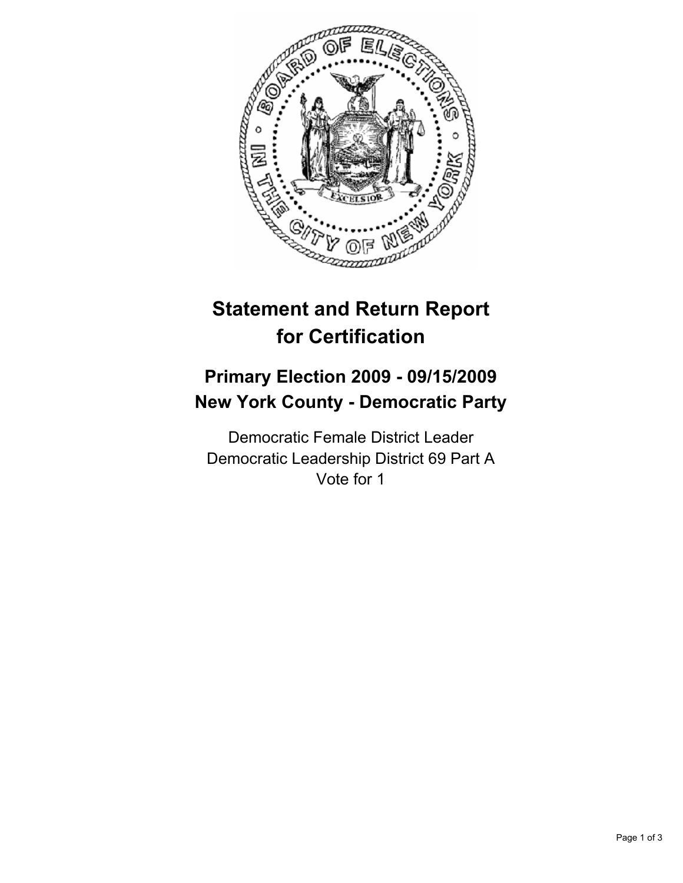# Statement and Return Report for Certification

## Primary Election 2009 - 09/15/2009
## New York County - Democratic Party

Democratic Female District Leader
Democratic Leadership District 69 Part A
Vote for 1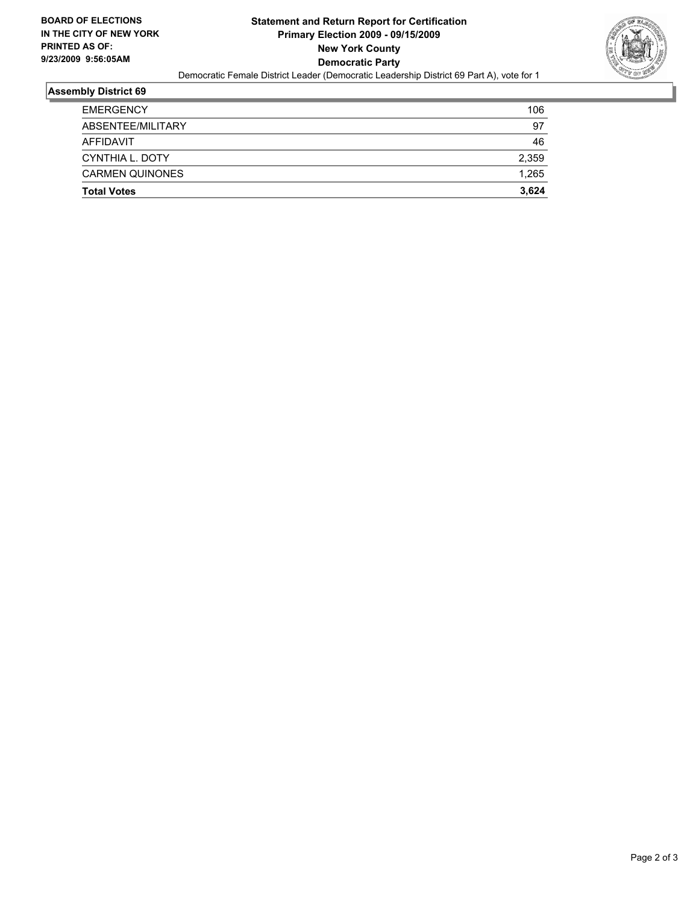**BOARD OF ELECTIONS IN THE CITY OF NEW YORK PRINTED AS OF: 9/23/2009 9:56:05AM**

**Statement and Return Report for Certification**
**Primary Election 2009 - 09/15/2009**
**New York County**
**Democratic Party**

Democratic Female District Leader (Democratic Leadership District 69 Part A), vote for 1

## Assembly District 69

| | |
|---|---|
| EMERGENCY | 106 |
| ABSENTEE/MILITARY | 97 |
| AFFIDAVIT | 46 |
| CYNTHIA L. DOTY | 2,359 |
| CARMEN QUINONES | 1,265 |
| **Total Votes** | **3,624** |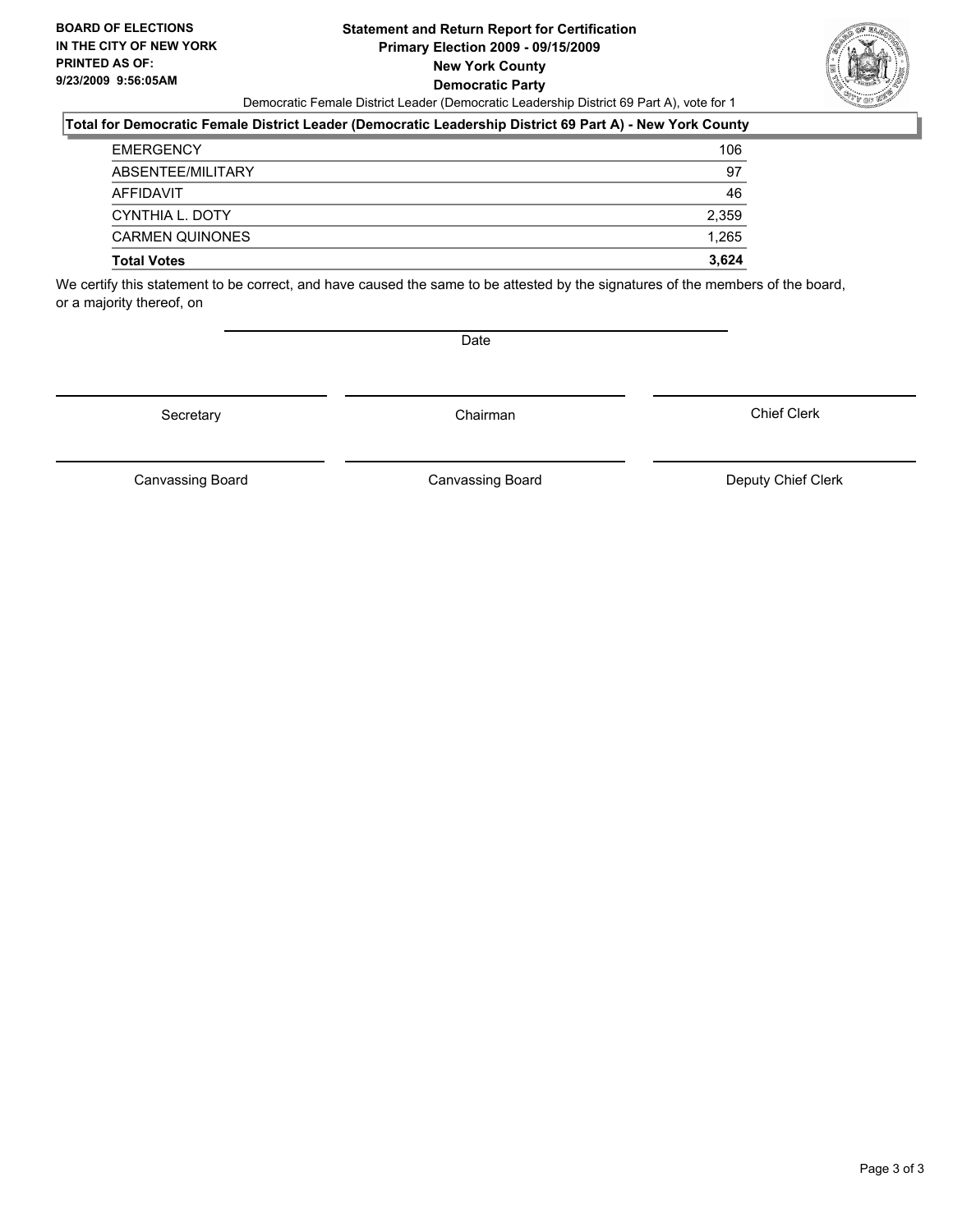**BOARD OF ELECTIONS IN THE CITY OF NEW YORK PRINTED AS OF: 9/23/2009 9:56:05AM**

**Statement and Return Report for Certification**
**Primary Election 2009 - 09/15/2009**
**New York County**
**Democratic Party**

Democratic Female District Leader (Democratic Leadership District 69 Part A), vote for 1

**Total for Democratic Female District Leader (Democratic Leadership District 69 Part A) - New York County**

| | |
|---|---|
| EMERGENCY | 106 |
| ABSENTEE/MILITARY | 97 |
| AFFIDAVIT | 46 |
| CYNTHIA L. DOTY | 2,359 |
| CARMEN QUINONES | 1,265 |
| **Total Votes** | **3,624** |

We certify this statement to be correct, and have caused the same to be attested by the signatures of the members of the board, or a majority thereof, on

Date

Secretary

Chairman

Chief Clerk

Canvassing Board

Canvassing Board

Deputy Chief Clerk